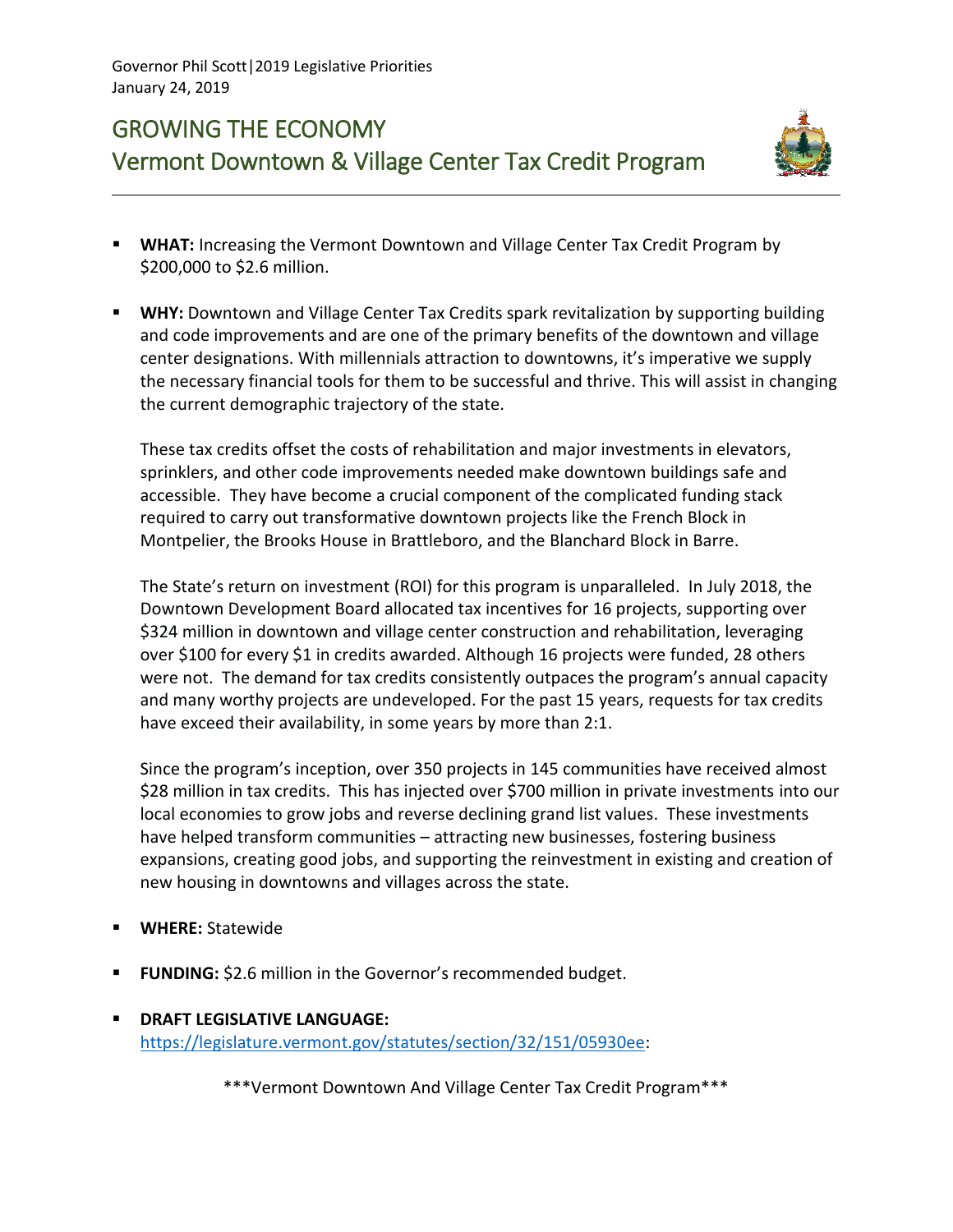Governor Phil Scott|2019 Legislative Priorities
January 24, 2019

# GROWING THE ECONOMY
# Vermont Downtown & Village Center Tax Credit Program

- **WHAT:** Increasing the Vermont Downtown and Village Center Tax Credit Program by $200,000 to $2.6 million.

- **WHY:** Downtown and Village Center Tax Credits spark revitalization by supporting building and code improvements and are one of the primary benefits of the downtown and village center designations. With millennials attraction to downtowns, it's imperative we supply the necessary financial tools for them to be successful and thrive. This will assist in changing the current demographic trajectory of the state.

  These tax credits offset the costs of rehabilitation and major investments in elevators, sprinklers, and other code improvements needed make downtown buildings safe and accessible. They have become a crucial component of the complicated funding stack required to carry out transformative downtown projects like the French Block in Montpelier, the Brooks House in Brattleboro, and the Blanchard Block in Barre.

  The State's return on investment (ROI) for this program is unparalleled. In July 2018, the Downtown Development Board allocated tax incentives for 16 projects, supporting over $324 million in downtown and village center construction and rehabilitation, leveraging over $100 for every $1 in credits awarded. Although 16 projects were funded, 28 others were not. The demand for tax credits consistently outpaces the program's annual capacity and many worthy projects are undeveloped. For the past 15 years, requests for tax credits have exceed their availability, in some years by more than 2:1.

  Since the program's inception, over 350 projects in 145 communities have received almost $28 million in tax credits. This has injected over $700 million in private investments into our local economies to grow jobs and reverse declining grand list values. These investments have helped transform communities – attracting new businesses, fostering business expansions, creating good jobs, and supporting the reinvestment in existing and creation of new housing in downtowns and villages across the state.

- **WHERE:** Statewide

- **FUNDING:** $2.6 million in the Governor's recommended budget.

- **DRAFT LEGISLATIVE LANGUAGE:**
  https://legislature.vermont.gov/statutes/section/32/151/05930ee:

***Vermont Downtown And Village Center Tax Credit Program***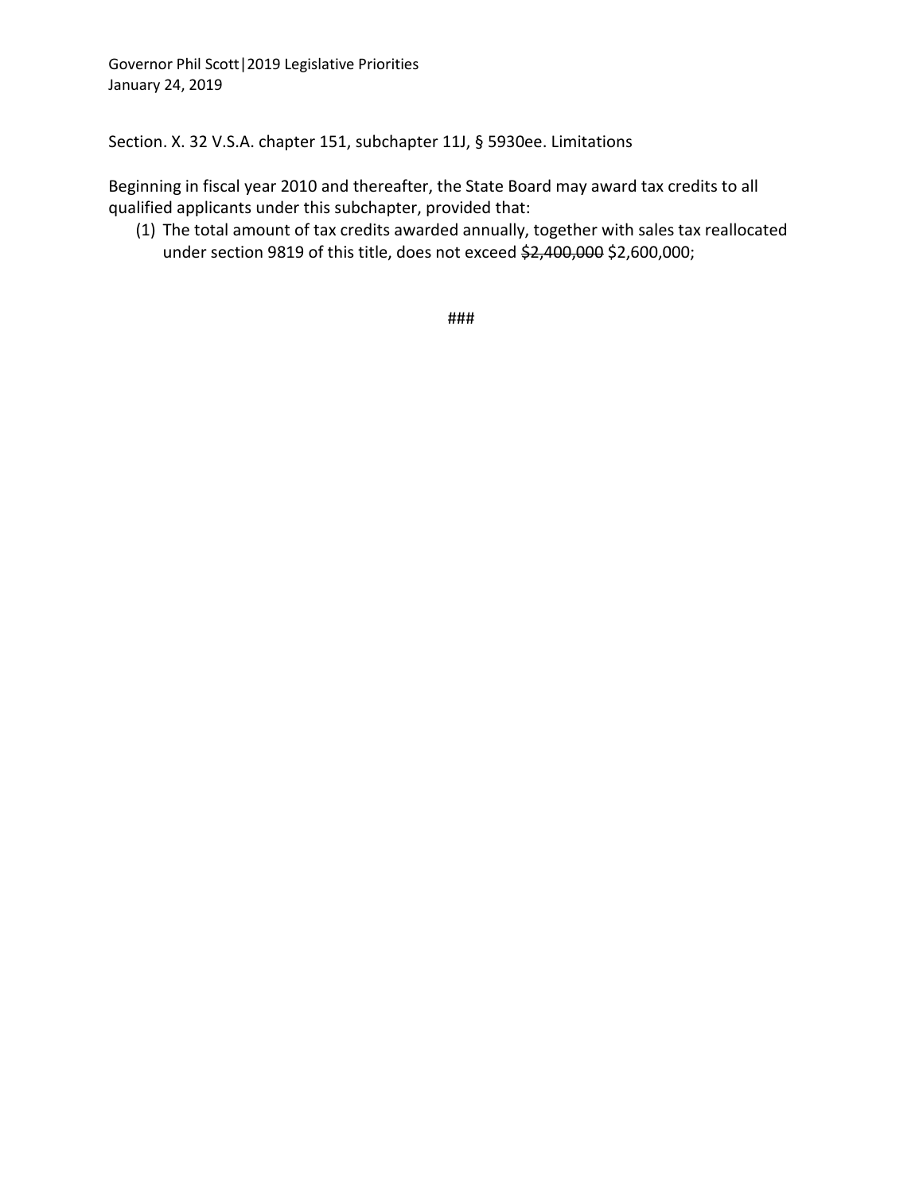Section. X. 32 V.S.A. chapter 151, subchapter 11J, § 5930ee. Limitations

Beginning in fiscal year 2010 and thereafter, the State Board may award tax credits to all qualified applicants under this subchapter, provided that:

(1) The total amount of tax credits awarded annually, together with sales tax reallocated under section 9819 of this title, does not exceed ~~$2,400,000~~ $2,600,000;

###